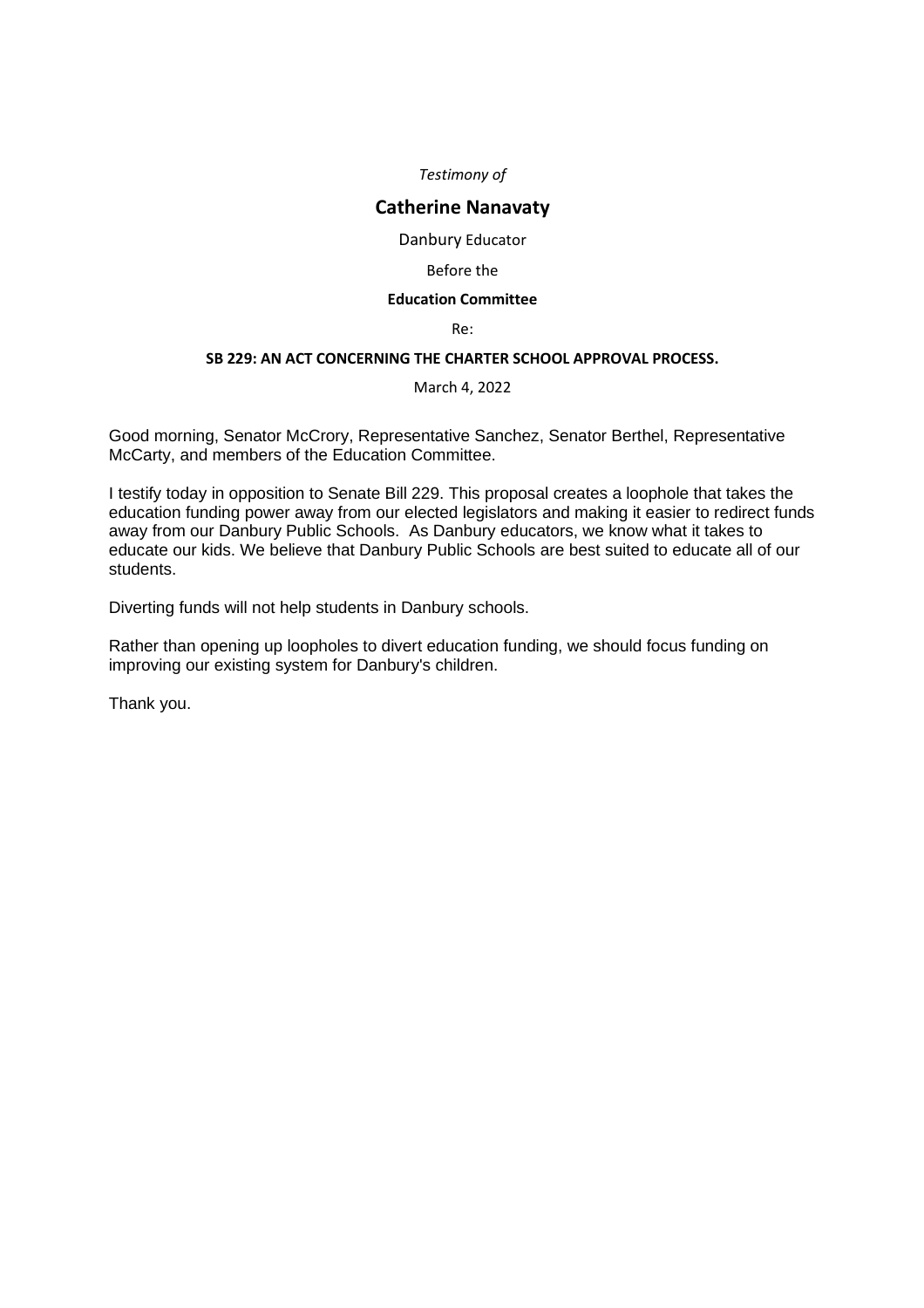*Testimony of*

## Catherine Nanavaty

Danbury Educator

Before the

**Education Committee**

Re:

**SB 229: AN ACT CONCERNING THE CHARTER SCHOOL APPROVAL PROCESS.**

March 4, 2022

Good morning, Senator McCrory, Representative Sanchez, Senator Berthel, Representative McCarty, and members of the Education Committee.

I testify today in opposition to Senate Bill 229. This proposal creates a loophole that takes the education funding power away from our elected legislators and making it easier to redirect funds away from our Danbury Public Schools. As Danbury educators, we know what it takes to educate our kids. We believe that Danbury Public Schools are best suited to educate all of our students.

Diverting funds will not help students in Danbury schools.

Rather than opening up loopholes to divert education funding, we should focus funding on improving our existing system for Danbury's children.

Thank you.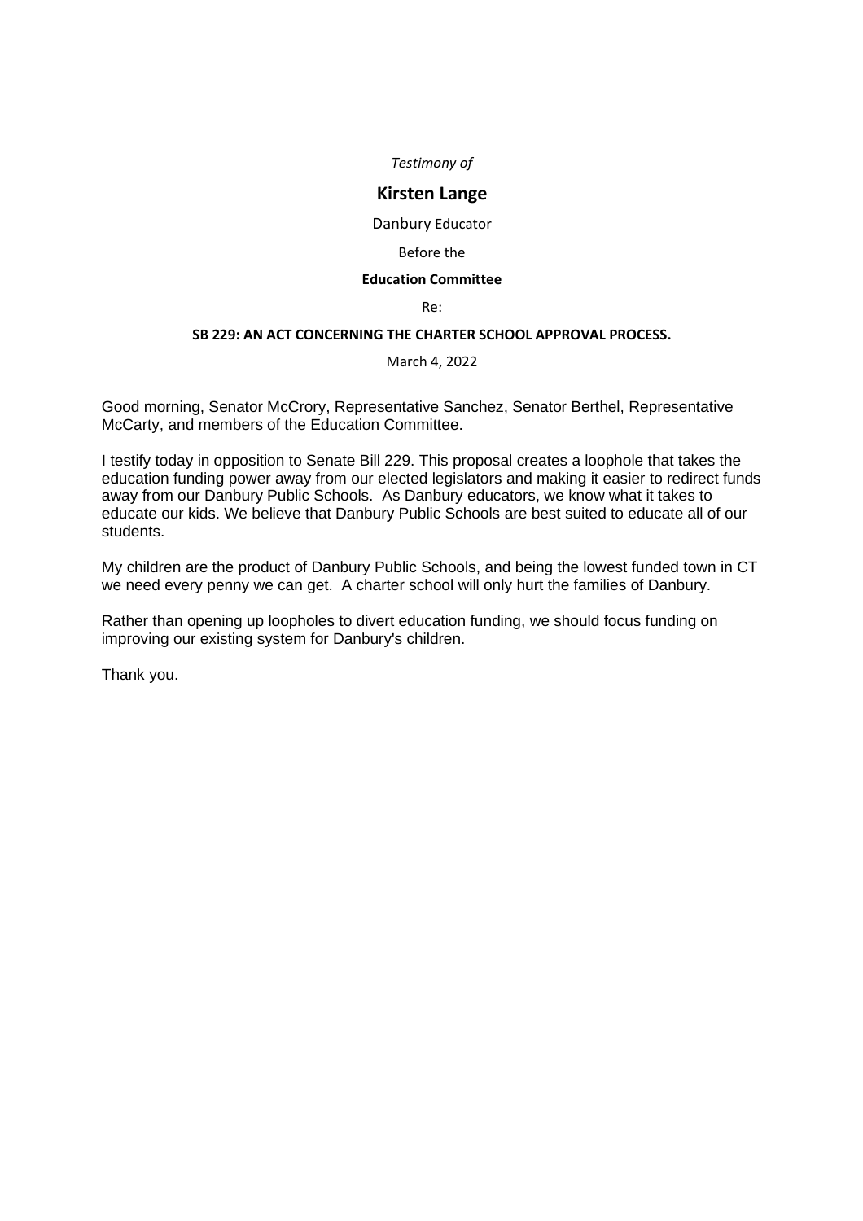*Testimony of*

## Kirsten Lange

Danbury Educator

Before the

**Education Committee**

Re:

**SB 229: AN ACT CONCERNING THE CHARTER SCHOOL APPROVAL PROCESS.**

March 4, 2022

Good morning, Senator McCrory, Representative Sanchez, Senator Berthel, Representative McCarty, and members of the Education Committee.

I testify today in opposition to Senate Bill 229. This proposal creates a loophole that takes the education funding power away from our elected legislators and making it easier to redirect funds away from our Danbury Public Schools. As Danbury educators, we know what it takes to educate our kids. We believe that Danbury Public Schools are best suited to educate all of our students.

My children are the product of Danbury Public Schools, and being the lowest funded town in CT we need every penny we can get. A charter school will only hurt the families of Danbury.

Rather than opening up loopholes to divert education funding, we should focus funding on improving our existing system for Danbury's children.

Thank you.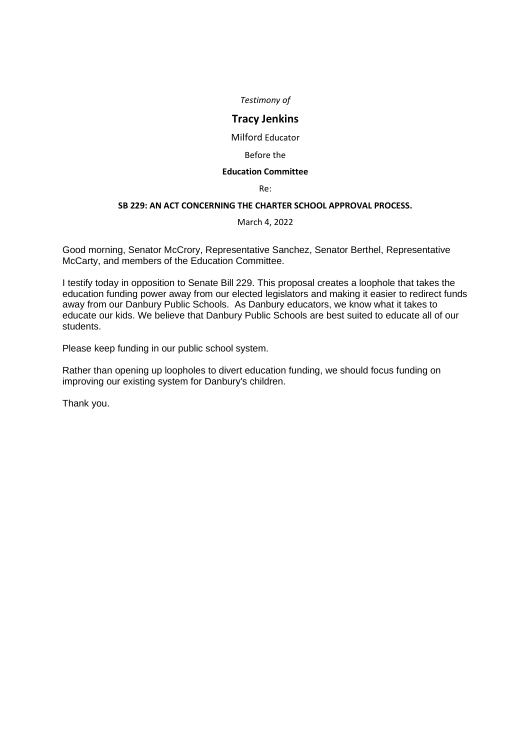*Testimony of*

**Tracy Jenkins**

Milford Educator

Before the

**Education Committee**

Re:

**SB 229: AN ACT CONCERNING THE CHARTER SCHOOL APPROVAL PROCESS.**

March 4, 2022

Good morning, Senator McCrory, Representative Sanchez, Senator Berthel, Representative McCarty, and members of the Education Committee.

I testify today in opposition to Senate Bill 229. This proposal creates a loophole that takes the education funding power away from our elected legislators and making it easier to redirect funds away from our Danbury Public Schools. As Danbury educators, we know what it takes to educate our kids. We believe that Danbury Public Schools are best suited to educate all of our students.

Please keep funding in our public school system.

Rather than opening up loopholes to divert education funding, we should focus funding on improving our existing system for Danbury's children.

Thank you.